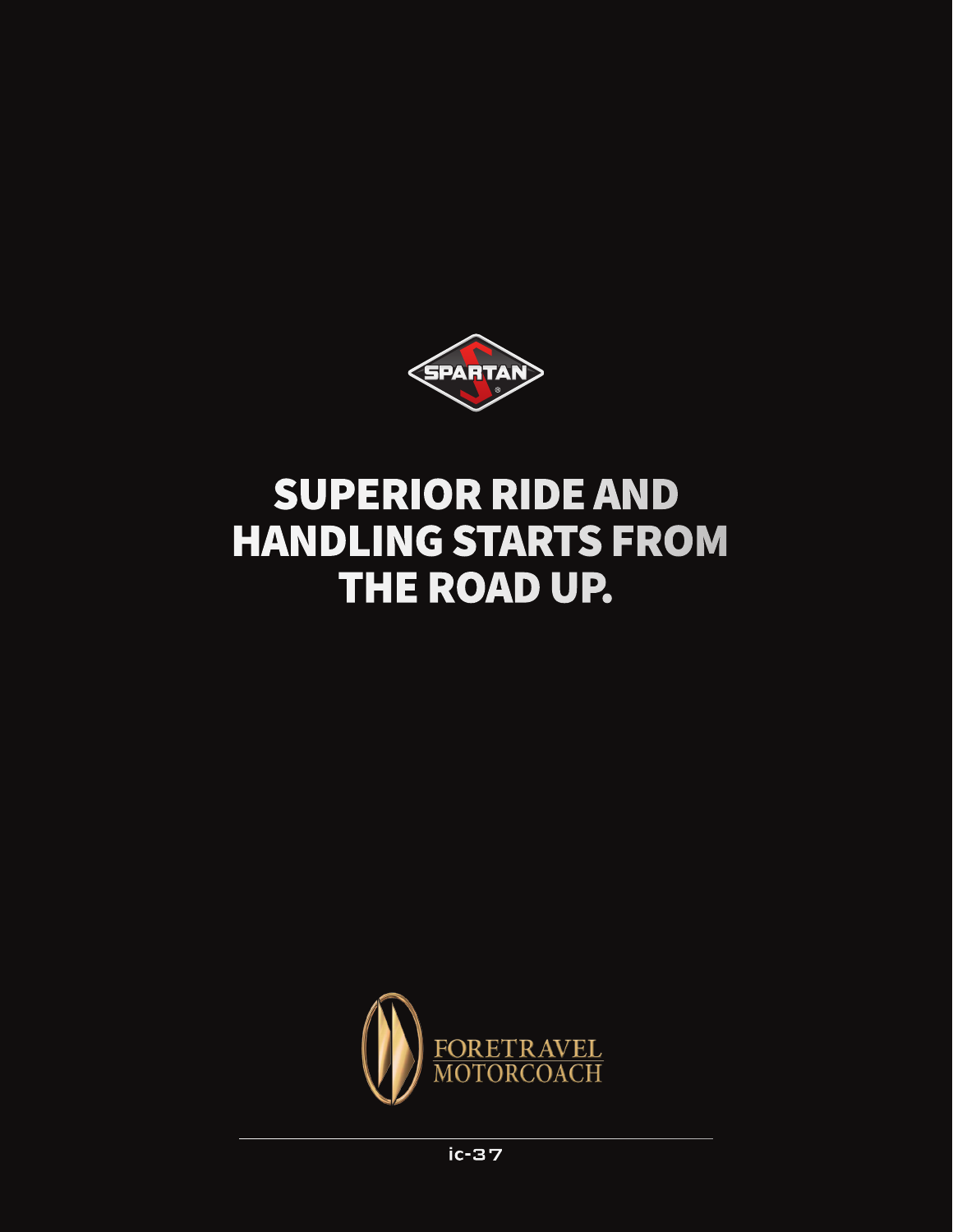SPARTAN

# SUPERIOR RIDE AND HANDLING STARTS FROM THE ROAD UP.

FORETRAVEL MOTORCOACH

ic-37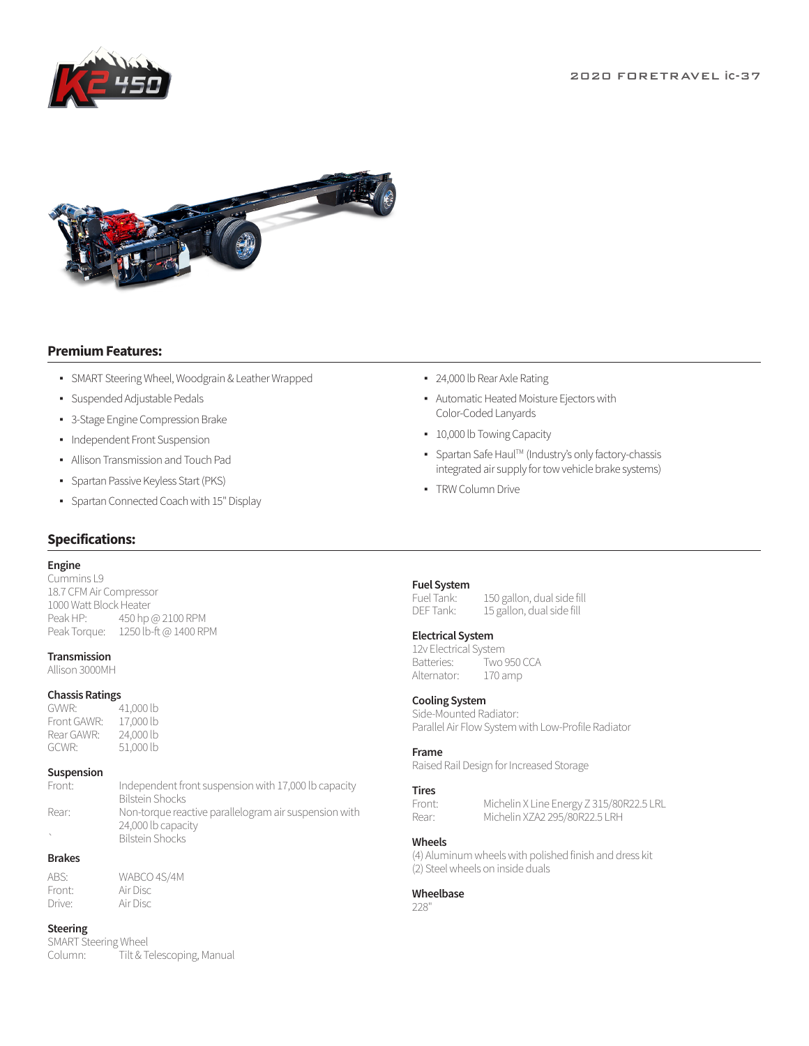2020 FORETRAVEL iC-37

## Premium Features:

- SMART Steering Wheel, Woodgrain & Leather Wrapped
- Suspended Adjustable Pedals
- 3-Stage Engine Compression Brake
- Independent Front Suspension
- Allison Transmission and Touch Pad
- Spartan Passive Keyless Start (PKS)
- Spartan Connected Coach with 15" Display
- 24,000 lb Rear Axle Rating
- Automatic Heated Moisture Ejectors with Color-Coded Lanyards
- 10,000 lb Towing Capacity
- Spartan Safe Haul™ (Industry's only factory-chassis integrated air supply for tow vehicle brake systems)
- TRW Column Drive

## Specifications:

### Engine

Cummins L9
18.7 CFM Air Compressor
1000 Watt Block Heater

| | |
|---|---|
| Peak HP: | 450 hp @ 2100 RPM |
| Peak Torque: | 1250 lb-ft @ 1400 RPM |

### Transmission

Allison 3000MH

### Chassis Ratings

| | |
|---|---|
| GVWR: | 41,000 lb |
| Front GAWR: | 17,000 lb |
| Rear GAWR: | 24,000 lb |
| GCWR: | 51,000 lb |

### Suspension

| | |
|---|---|
| Front: | Independent front suspension with 17,000 lb capacity Bilstein Shocks |
| Rear: | Non-torque reactive parallelogram air suspension with 24,000 lb capacity Bilstein Shocks |

### Brakes

| | |
|---|---|
| ABS: | WABCO 4S/4M |
| Front: | Air Disc |
| Drive: | Air Disc |

### Steering

SMART Steering Wheel

| | |
|---|---|
| Column: | Tilt & Telescoping, Manual |

### Fuel System

| | |
|---|---|
| Fuel Tank: | 150 gallon, dual side fill |
| DEF Tank: | 15 gallon, dual side fill |

### Electrical System

12v Electrical System

| | |
|---|---|
| Batteries: | Two 950 CCA |
| Alternator: | 170 amp |

### Cooling System

Side-Mounted Radiator:
Parallel Air Flow System with Low-Profile Radiator

### Frame

Raised Rail Design for Increased Storage

### Tires

| | |
|---|---|
| Front: | Michelin X Line Energy Z 315/80R22.5 LRL |
| Rear: | Michelin XZA2 295/80R22.5 LRH |

### Wheels

(4) Aluminum wheels with polished finish and dress kit
(2) Steel wheels on inside duals

### Wheelbase

228"